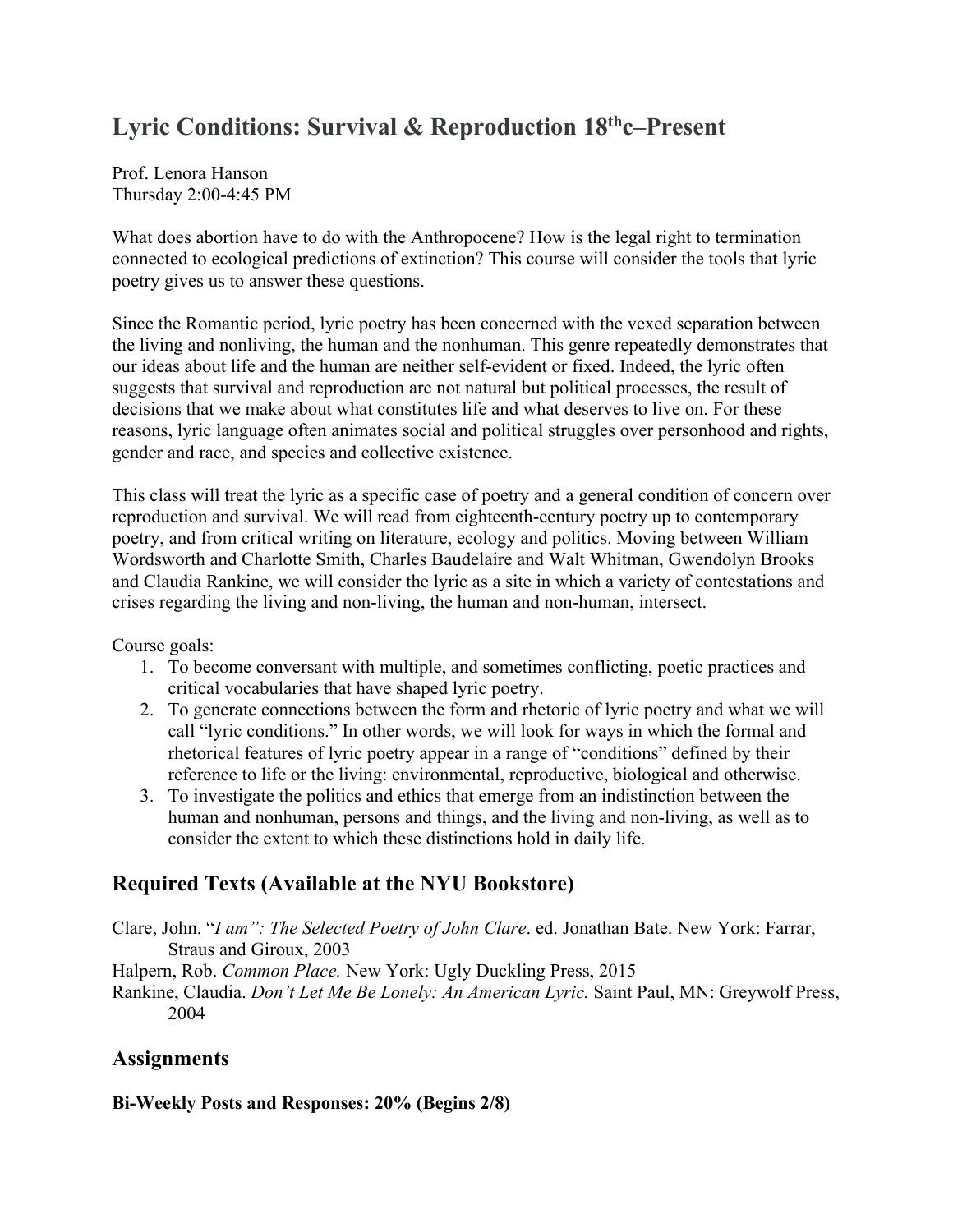# Lyric Conditions: Survival & Reproduction 18thc–Present

Prof. Lenora Hanson
Thursday 2:00-4:45 PM

What does abortion have to do with the Anthropocene? How is the legal right to termination connected to ecological predictions of extinction? This course will consider the tools that lyric poetry gives us to answer these questions.

Since the Romantic period, lyric poetry has been concerned with the vexed separation between the living and nonliving, the human and the nonhuman. This genre repeatedly demonstrates that our ideas about life and the human are neither self-evident or fixed. Indeed, the lyric often suggests that survival and reproduction are not natural but political processes, the result of decisions that we make about what constitutes life and what deserves to live on. For these reasons, lyric language often animates social and political struggles over personhood and rights, gender and race, and species and collective existence.

This class will treat the lyric as a specific case of poetry and a general condition of concern over reproduction and survival. We will read from eighteenth-century poetry up to contemporary poetry, and from critical writing on literature, ecology and politics. Moving between William Wordsworth and Charlotte Smith, Charles Baudelaire and Walt Whitman, Gwendolyn Brooks and Claudia Rankine, we will consider the lyric as a site in which a variety of contestations and crises regarding the living and non-living, the human and non-human, intersect.

Course goals:

1. To become conversant with multiple, and sometimes conflicting, poetic practices and critical vocabularies that have shaped lyric poetry.
2. To generate connections between the form and rhetoric of lyric poetry and what we will call "lyric conditions." In other words, we will look for ways in which the formal and rhetorical features of lyric poetry appear in a range of "conditions" defined by their reference to life or the living: environmental, reproductive, biological and otherwise.
3. To investigate the politics and ethics that emerge from an indistinction between the human and nonhuman, persons and things, and the living and non-living, as well as to consider the extent to which these distinctions hold in daily life.

## Required Texts (Available at the NYU Bookstore)

Clare, John. "*I am": The Selected Poetry of John Clare*. ed. Jonathan Bate. New York: Farrar, Straus and Giroux, 2003

Halpern, Rob. *Common Place.* New York: Ugly Duckling Press, 2015

Rankine, Claudia. *Don't Let Me Be Lonely: An American Lyric.* Saint Paul, MN: Greywolf Press, 2004

## Assignments

**Bi-Weekly Posts and Responses: 20% (Begins 2/8)**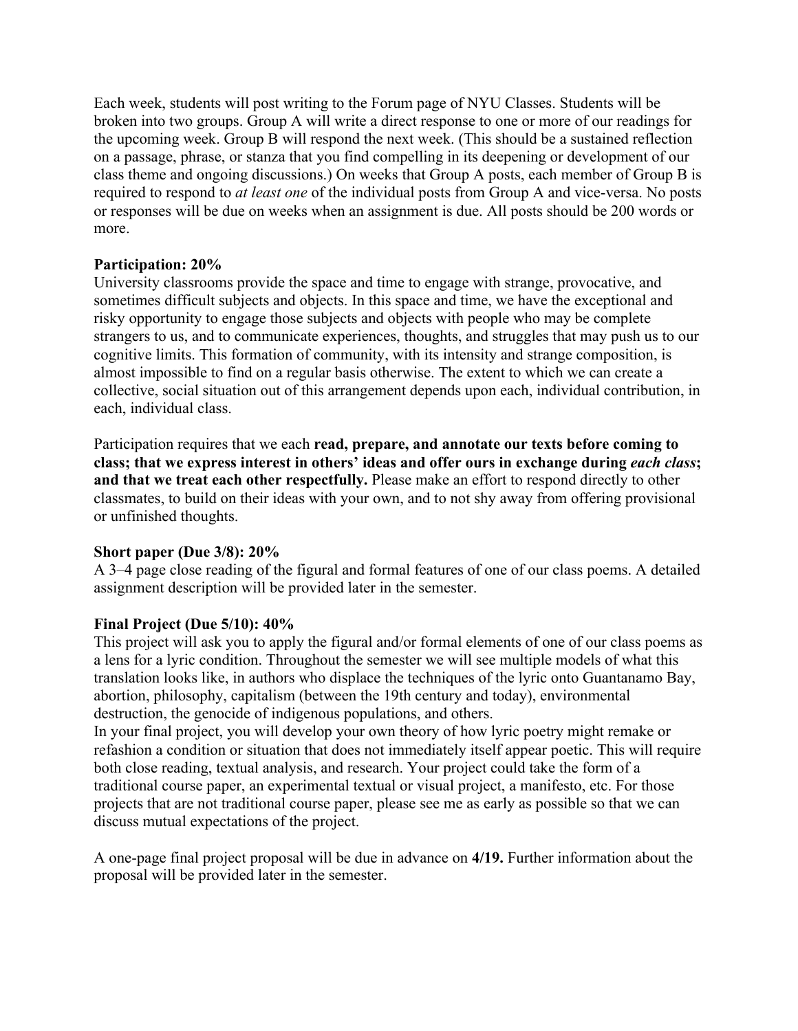Each week, students will post writing to the Forum page of NYU Classes. Students will be broken into two groups. Group A will write a direct response to one or more of our readings for the upcoming week. Group B will respond the next week. (This should be a sustained reflection on a passage, phrase, or stanza that you find compelling in its deepening or development of our class theme and ongoing discussions.) On weeks that Group A posts, each member of Group B is required to respond to *at least one* of the individual posts from Group A and vice-versa. No posts or responses will be due on weeks when an assignment is due. All posts should be 200 words or more.

**Participation: 20%**
University classrooms provide the space and time to engage with strange, provocative, and sometimes difficult subjects and objects. In this space and time, we have the exceptional and risky opportunity to engage those subjects and objects with people who may be complete strangers to us, and to communicate experiences, thoughts, and struggles that may push us to our cognitive limits. This formation of community, with its intensity and strange composition, is almost impossible to find on a regular basis otherwise. The extent to which we can create a collective, social situation out of this arrangement depends upon each, individual contribution, in each, individual class.

Participation requires that we each **read, prepare, and annotate our texts before coming to class; that we express interest in others' ideas and offer ours in exchange during *each class*; and that we treat each other respectfully.** Please make an effort to respond directly to other classmates, to build on their ideas with your own, and to not shy away from offering provisional or unfinished thoughts.

**Short paper (Due 3/8): 20%**
A 3–4 page close reading of the figural and formal features of one of our class poems. A detailed assignment description will be provided later in the semester.

**Final Project (Due 5/10): 40%**
This project will ask you to apply the figural and/or formal elements of one of our class poems as a lens for a lyric condition. Throughout the semester we will see multiple models of what this translation looks like, in authors who displace the techniques of the lyric onto Guantanamo Bay, abortion, philosophy, capitalism (between the 19th century and today), environmental destruction, the genocide of indigenous populations, and others.
In your final project, you will develop your own theory of how lyric poetry might remake or refashion a condition or situation that does not immediately itself appear poetic. This will require both close reading, textual analysis, and research. Your project could take the form of a traditional course paper, an experimental textual or visual project, a manifesto, etc. For those projects that are not traditional course paper, please see me as early as possible so that we can discuss mutual expectations of the project.

A one-page final project proposal will be due in advance on **4/19.** Further information about the proposal will be provided later in the semester.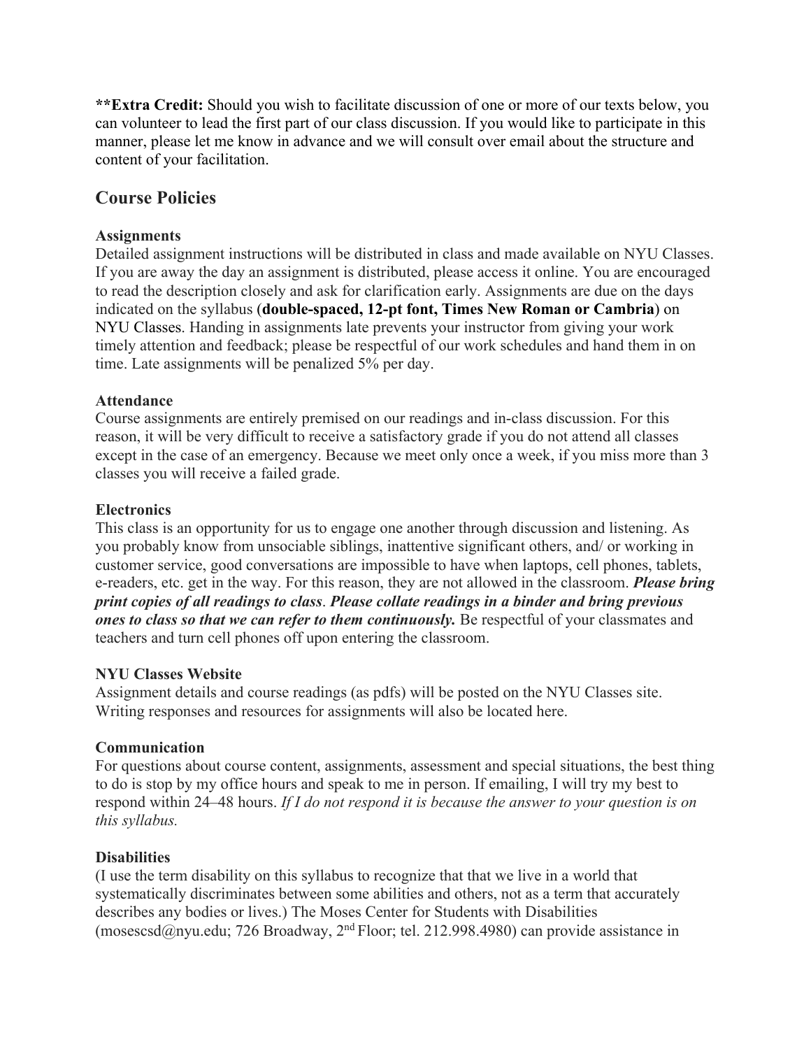**\*\*Extra Credit:** Should you wish to facilitate discussion of one or more of our texts below, you can volunteer to lead the first part of our class discussion. If you would like to participate in this manner, please let me know in advance and we will consult over email about the structure and content of your facilitation.

## Course Policies

**Assignments**
Detailed assignment instructions will be distributed in class and made available on NYU Classes. If you are away the day an assignment is distributed, please access it online. You are encouraged to read the description closely and ask for clarification early. Assignments are due on the days indicated on the syllabus (**double-spaced, 12-pt font, Times New Roman or Cambria**) on NYU Classes. Handing in assignments late prevents your instructor from giving your work timely attention and feedback; please be respectful of our work schedules and hand them in on time. Late assignments will be penalized 5% per day.

**Attendance**
Course assignments are entirely premised on our readings and in-class discussion. For this reason, it will be very difficult to receive a satisfactory grade if you do not attend all classes except in the case of an emergency. Because we meet only once a week, if you miss more than 3 classes you will receive a failed grade.

**Electronics**
This class is an opportunity for us to engage one another through discussion and listening. As you probably know from unsociable siblings, inattentive significant others, and/ or working in customer service, good conversations are impossible to have when laptops, cell phones, tablets, e-readers, etc. get in the way. For this reason, they are not allowed in the classroom. ***Please bring print copies of all readings to class***. ***Please collate readings in a binder and bring previous ones to class so that we can refer to them continuously.*** Be respectful of your classmates and teachers and turn cell phones off upon entering the classroom.

**NYU Classes Website**
Assignment details and course readings (as pdfs) will be posted on the NYU Classes site. Writing responses and resources for assignments will also be located here.

**Communication**
For questions about course content, assignments, assessment and special situations, the best thing to do is stop by my office hours and speak to me in person. If emailing, I will try my best to respond within 24–48 hours. *If I do not respond it is because the answer to your question is on this syllabus.*

**Disabilities**
(I use the term disability on this syllabus to recognize that that we live in a world that systematically discriminates between some abilities and others, not as a term that accurately describes any bodies or lives.) The Moses Center for Students with Disabilities (mosescsd@nyu.edu; 726 Broadway, 2nd Floor; tel. 212.998.4980) can provide assistance in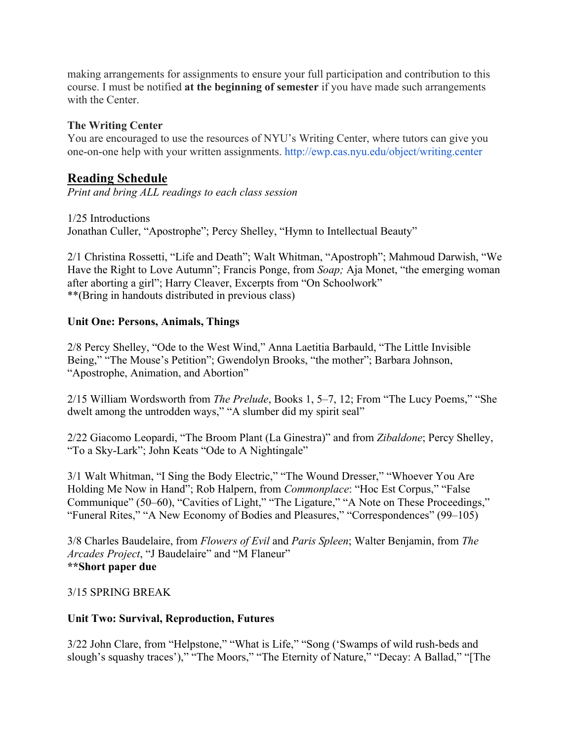making arrangements for assignments to ensure your full participation and contribution to this course. I must be notified **at the beginning of semester** if you have made such arrangements with the Center.

**The Writing Center**

You are encouraged to use the resources of NYU's Writing Center, where tutors can give you one-on-one help with your written assignments. http://ewp.cas.nyu.edu/object/writing.center

## Reading Schedule

*Print and bring ALL readings to each class session*

1/25 Introductions
Jonathan Culler, "Apostrophe"; Percy Shelley, "Hymn to Intellectual Beauty"

2/1 Christina Rossetti, "Life and Death"; Walt Whitman, "Apostroph"; Mahmoud Darwish, "We Have the Right to Love Autumn"; Francis Ponge, from *Soap;* Aja Monet, "the emerging woman after aborting a girl"; Harry Cleaver, Excerpts from "On Schoolwork"
**(Bring in handouts distributed in previous class)

### Unit One: Persons, Animals, Things

2/8 Percy Shelley, "Ode to the West Wind," Anna Laetitia Barbauld, "The Little Invisible Being," "The Mouse's Petition"; Gwendolyn Brooks, "the mother"; Barbara Johnson, "Apostrophe, Animation, and Abortion"

2/15 William Wordsworth from *The Prelude*, Books 1, 5–7, 12; From "The Lucy Poems," "She dwelt among the untrodden ways," "A slumber did my spirit seal"

2/22 Giacomo Leopardi, "The Broom Plant (La Ginestra)" and from *Zibaldone*; Percy Shelley, "To a Sky-Lark"; John Keats "Ode to A Nightingale"

3/1 Walt Whitman, "I Sing the Body Electric," "The Wound Dresser," "Whoever You Are Holding Me Now in Hand"; Rob Halpern, from *Commonplace*: "Hoc Est Corpus," "False Communique" (50–60), "Cavities of Light," "The Ligature," "A Note on These Proceedings," "Funeral Rites," "A New Economy of Bodies and Pleasures," "Correspondences" (99–105)

3/8 Charles Baudelaire, from *Flowers of Evil* and *Paris Spleen*; Walter Benjamin, from *The Arcades Project*, "J Baudelaire" and "M Flaneur"
**\*\*Short paper due**

3/15 SPRING BREAK

### Unit Two: Survival, Reproduction, Futures

3/22 John Clare, from "Helpstone," "What is Life," "Song ('Swamps of wild rush-beds and slough's squashy traces')," "The Moors," "The Eternity of Nature," "Decay: A Ballad," "[The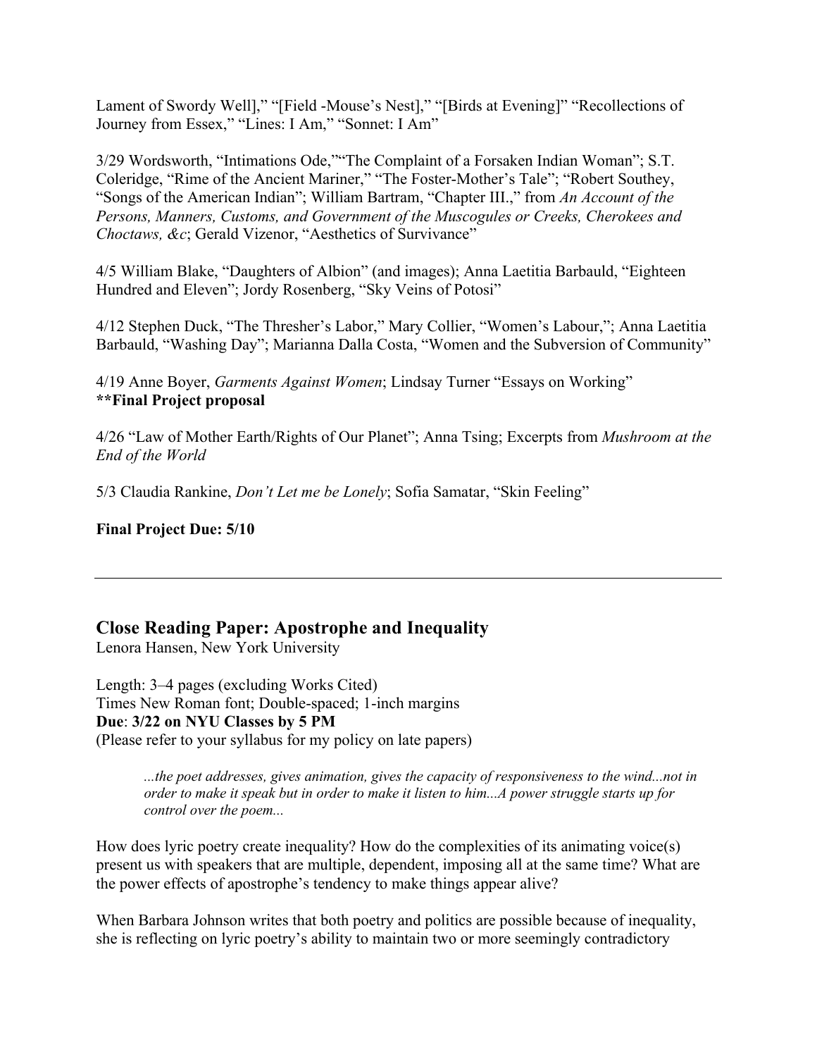Lament of Swordy Well]," "[Field -Mouse's Nest]," "[Birds at Evening]" "Recollections of Journey from Essex," "Lines: I Am," "Sonnet: I Am"

3/29 Wordsworth, "Intimations Ode,""The Complaint of a Forsaken Indian Woman"; S.T. Coleridge, "Rime of the Ancient Mariner," "The Foster-Mother's Tale"; "Robert Southey, "Songs of the American Indian"; William Bartram, "Chapter III.," from *An Account of the Persons, Manners, Customs, and Government of the Muscogules or Creeks, Cherokees and Choctaws, &c*; Gerald Vizenor, "Aesthetics of Survivance"

4/5 William Blake, "Daughters of Albion" (and images); Anna Laetitia Barbauld, "Eighteen Hundred and Eleven"; Jordy Rosenberg, "Sky Veins of Potosi"

4/12 Stephen Duck, "The Thresher's Labor," Mary Collier, "Women's Labour,"; Anna Laetitia Barbauld, "Washing Day"; Marianna Dalla Costa, "Women and the Subversion of Community"

4/19 Anne Boyer, *Garments Against Women*; Lindsay Turner "Essays on Working"
**\*\*Final Project proposal**

4/26 "Law of Mother Earth/Rights of Our Planet"; Anna Tsing; Excerpts from *Mushroom at the End of the World*

5/3 Claudia Rankine, *Don't Let me be Lonely*; Sofia Samatar, "Skin Feeling"

**Final Project Due: 5/10**

---

## Close Reading Paper: Apostrophe and Inequality

Lenora Hansen, New York University

Length: 3–4 pages (excluding Works Cited)
Times New Roman font; Double-spaced; 1-inch margins
**Due**: **3/22 on NYU Classes by 5 PM**
(Please refer to your syllabus for my policy on late papers)

> *...the poet addresses, gives animation, gives the capacity of responsiveness to the wind...not in order to make it speak but in order to make it listen to him...A power struggle starts up for control over the poem...*

How does lyric poetry create inequality? How do the complexities of its animating voice(s) present us with speakers that are multiple, dependent, imposing all at the same time? What are the power effects of apostrophe's tendency to make things appear alive?

When Barbara Johnson writes that both poetry and politics are possible because of inequality, she is reflecting on lyric poetry's ability to maintain two or more seemingly contradictory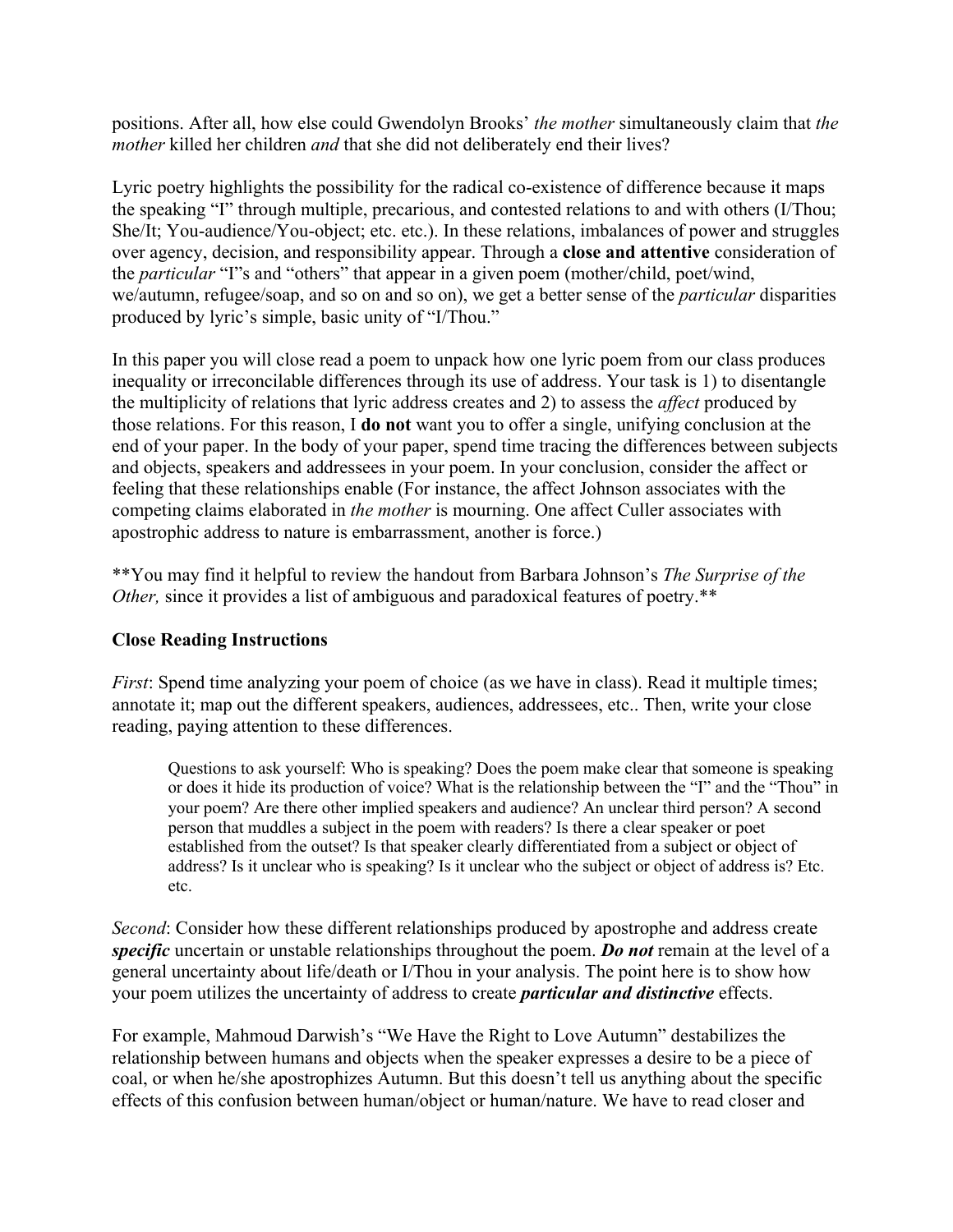positions. After all, how else could Gwendolyn Brooks' *the mother* simultaneously claim that *the mother* killed her children *and* that she did not deliberately end their lives?

Lyric poetry highlights the possibility for the radical co-existence of difference because it maps the speaking "I" through multiple, precarious, and contested relations to and with others (I/Thou; She/It; You-audience/You-object; etc. etc.). In these relations, imbalances of power and struggles over agency, decision, and responsibility appear. Through a **close and attentive** consideration of the *particular* "I"s and "others" that appear in a given poem (mother/child, poet/wind, we/autumn, refugee/soap, and so on and so on), we get a better sense of the *particular* disparities produced by lyric's simple, basic unity of "I/Thou."

In this paper you will close read a poem to unpack how one lyric poem from our class produces inequality or irreconcilable differences through its use of address. Your task is 1) to disentangle the multiplicity of relations that lyric address creates and 2) to assess the *affect* produced by those relations. For this reason, I **do not** want you to offer a single, unifying conclusion at the end of your paper. In the body of your paper, spend time tracing the differences between subjects and objects, speakers and addressees in your poem. In your conclusion, consider the affect or feeling that these relationships enable (For instance, the affect Johnson associates with the competing claims elaborated in *the mother* is mourning. One affect Culler associates with apostrophic address to nature is embarrassment, another is force.)

**You may find it helpful to review the handout from Barbara Johnson's *The Surprise of the Other,* since it provides a list of ambiguous and paradoxical features of poetry.**

### Close Reading Instructions

*First*: Spend time analyzing your poem of choice (as we have in class). Read it multiple times; annotate it; map out the different speakers, audiences, addressees, etc.. Then, write your close reading, paying attention to these differences.

> Questions to ask yourself: Who is speaking? Does the poem make clear that someone is speaking or does it hide its production of voice? What is the relationship between the "I" and the "Thou" in your poem? Are there other implied speakers and audience? An unclear third person? A second person that muddles a subject in the poem with readers? Is there a clear speaker or poet established from the outset? Is that speaker clearly differentiated from a subject or object of address? Is it unclear who is speaking? Is it unclear who the subject or object of address is? Etc. etc.

*Second*: Consider how these different relationships produced by apostrophe and address create ***specific*** uncertain or unstable relationships throughout the poem. ***Do not*** remain at the level of a general uncertainty about life/death or I/Thou in your analysis. The point here is to show how your poem utilizes the uncertainty of address to create ***particular and distinctive*** effects.

For example, Mahmoud Darwish's "We Have the Right to Love Autumn" destabilizes the relationship between humans and objects when the speaker expresses a desire to be a piece of coal, or when he/she apostrophizes Autumn. But this doesn't tell us anything about the specific effects of this confusion between human/object or human/nature. We have to read closer and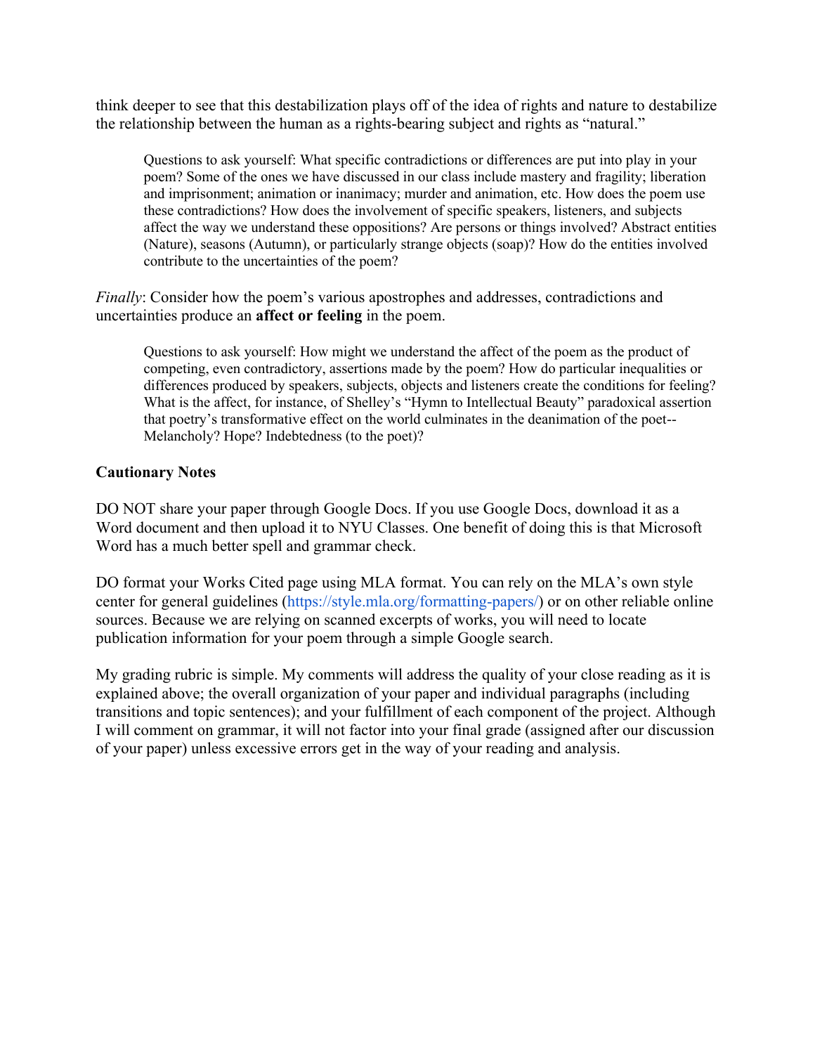think deeper to see that this destabilization plays off of the idea of rights and nature to destabilize the relationship between the human as a rights-bearing subject and rights as "natural."

> Questions to ask yourself: What specific contradictions or differences are put into play in your poem? Some of the ones we have discussed in our class include mastery and fragility; liberation and imprisonment; animation or inanimacy; murder and animation, etc. How does the poem use these contradictions? How does the involvement of specific speakers, listeners, and subjects affect the way we understand these oppositions? Are persons or things involved? Abstract entities (Nature), seasons (Autumn), or particularly strange objects (soap)? How do the entities involved contribute to the uncertainties of the poem?

*Finally*: Consider how the poem's various apostrophes and addresses, contradictions and uncertainties produce an **affect or feeling** in the poem.

> Questions to ask yourself: How might we understand the affect of the poem as the product of competing, even contradictory, assertions made by the poem? How do particular inequalities or differences produced by speakers, subjects, objects and listeners create the conditions for feeling? What is the affect, for instance, of Shelley's "Hymn to Intellectual Beauty" paradoxical assertion that poetry's transformative effect on the world culminates in the deanimation of the poet--Melancholy? Hope? Indebtedness (to the poet)?

**Cautionary Notes**

DO NOT share your paper through Google Docs. If you use Google Docs, download it as a Word document and then upload it to NYU Classes. One benefit of doing this is that Microsoft Word has a much better spell and grammar check.

DO format your Works Cited page using MLA format. You can rely on the MLA's own style center for general guidelines (https://style.mla.org/formatting-papers/) or on other reliable online sources. Because we are relying on scanned excerpts of works, you will need to locate publication information for your poem through a simple Google search.

My grading rubric is simple. My comments will address the quality of your close reading as it is explained above; the overall organization of your paper and individual paragraphs (including transitions and topic sentences); and your fulfillment of each component of the project. Although I will comment on grammar, it will not factor into your final grade (assigned after our discussion of your paper) unless excessive errors get in the way of your reading and analysis.